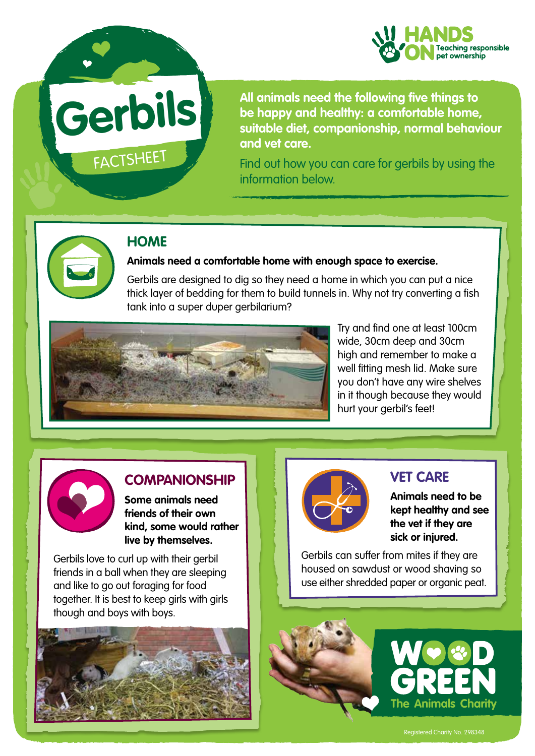# Gerbils

FACTSHEET

HANDS ON Teaching responsible pet ownership

**All animals need the following five things to be happy and healthy: a comfortable home, suitable diet, companionship, normal behaviour and vet care.**

Find out how you can care for gerbils by using the information below.

## HOME

**Animals need a comfortable home with enough space to exercise.**

Gerbils are designed to dig so they need a home in which you can put a nice thick layer of bedding for them to build tunnels in. Why not try converting a fish tank into a super duper gerbilarium?

Try and find one at least 100cm wide, 30cm deep and 30cm high and remember to make a well fitting mesh lid. Make sure you don't have any wire shelves in it though because they would hurt your gerbil's feet!

## COMPANIONSHIP

**Some animals need friends of their own kind, some would rather live by themselves.**

Gerbils love to curl up with their gerbil friends in a ball when they are sleeping and like to go out foraging for food together. It is best to keep girls with girls though and boys with boys.

## VET CARE

**Animals need to be kept healthy and see the vet if they are sick or injured.**

Gerbils can suffer from mites if they are housed on sawdust or wood shaving so use either shredded paper or organic peat.

WOOD GREEN The Animals Charity

Registered Charity No. 298348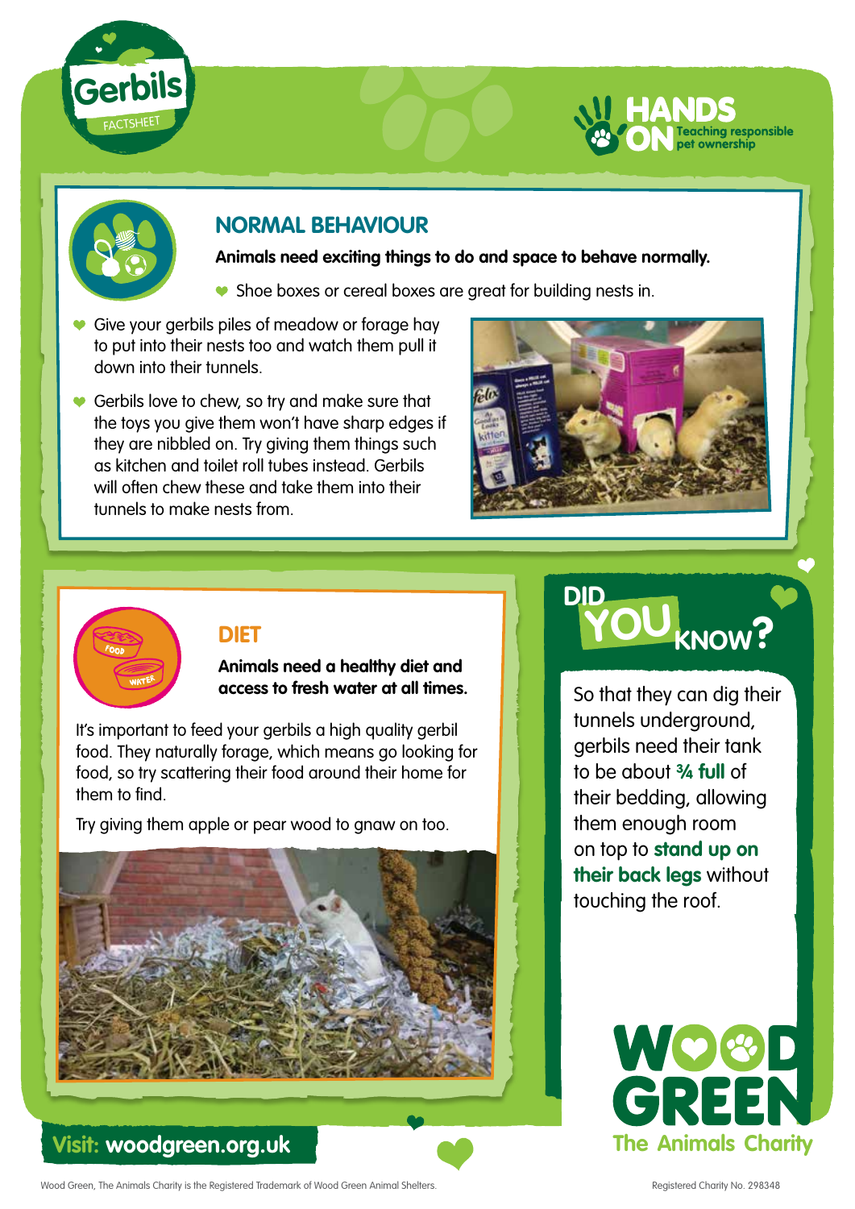# Gerbils

FACTSHEET

HANDS ON Teaching responsible pet ownership

## NORMAL BEHAVIOUR

**Animals need exciting things to do and space to behave normally.**

- Shoe boxes or cereal boxes are great for building nests in.
- Give your gerbils piles of meadow or forage hay to put into their nests too and watch them pull it down into their tunnels.
- Gerbils love to chew, so try and make sure that the toys you give them won't have sharp edges if they are nibbled on. Try giving them things such as kitchen and toilet roll tubes instead. Gerbils will often chew these and take them into their tunnels to make nests from.

## DIET

**Animals need a healthy diet and access to fresh water at all times.**

It's important to feed your gerbils a high quality gerbil food. They naturally forage, which means go looking for food, so try scattering their food around their home for them to find.

Try giving them apple or pear wood to gnaw on too.

## DID YOU KNOW?

So that they can dig their tunnels underground, gerbils need their tank to be about **¾ full** of their bedding, allowing them enough room on top to **stand up on their back legs** without touching the roof.

**Visit: woodgreen.org.uk**

WOOD GREEN The Animals Charity

Wood Green, The Animals Charity is the Registered Trademark of Wood Green Animal Shelters.

Registered Charity No. 298348